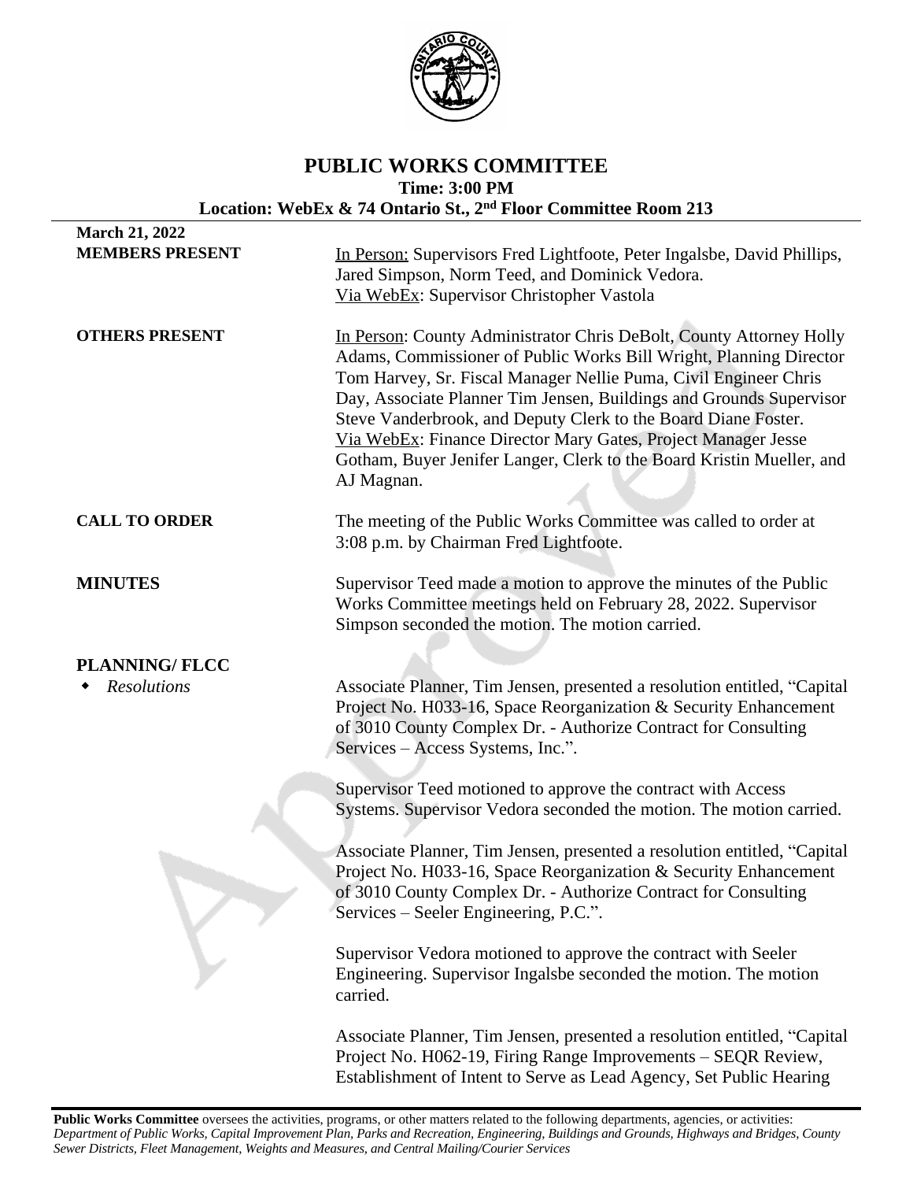# PUBLIC WORKS COMMITTEE

**Time: 3:00 PM**

**Location: WebEx & 74 Ontario St., 2nd Floor Committee Room 213**

**March 21, 2022**

**MEMBERS PRESENT**

In Person: Supervisors Fred Lightfoote, Peter Ingalsbe, David Phillips, Jared Simpson, Norm Teed, and Dominick Vedora.
Via WebEx: Supervisor Christopher Vastola

**OTHERS PRESENT**

In Person: County Administrator Chris DeBolt, County Attorney Holly Adams, Commissioner of Public Works Bill Wright, Planning Director Tom Harvey, Sr. Fiscal Manager Nellie Puma, Civil Engineer Chris Day, Associate Planner Tim Jensen, Buildings and Grounds Supervisor Steve Vanderbrook, and Deputy Clerk to the Board Diane Foster.
Via WebEx: Finance Director Mary Gates, Project Manager Jesse Gotham, Buyer Jenifer Langer, Clerk to the Board Kristin Mueller, and AJ Magnan.

**CALL TO ORDER**

The meeting of the Public Works Committee was called to order at 3:08 p.m. by Chairman Fred Lightfoote.

**MINUTES**

Supervisor Teed made a motion to approve the minutes of the Public Works Committee meetings held on February 28, 2022. Supervisor Simpson seconded the motion. The motion carried.

**PLANNING/ FLCC**

- *Resolutions*

Associate Planner, Tim Jensen, presented a resolution entitled, "Capital Project No. H033-16, Space Reorganization & Security Enhancement of 3010 County Complex Dr. - Authorize Contract for Consulting Services – Access Systems, Inc.".

Supervisor Teed motioned to approve the contract with Access Systems. Supervisor Vedora seconded the motion. The motion carried.

Associate Planner, Tim Jensen, presented a resolution entitled, "Capital Project No. H033-16, Space Reorganization & Security Enhancement of 3010 County Complex Dr. - Authorize Contract for Consulting Services – Seeler Engineering, P.C.".

Supervisor Vedora motioned to approve the contract with Seeler Engineering. Supervisor Ingalsbe seconded the motion. The motion carried.

Associate Planner, Tim Jensen, presented a resolution entitled, "Capital Project No. H062-19, Firing Range Improvements – SEQR Review, Establishment of Intent to Serve as Lead Agency, Set Public Hearing

**Public Works Committee** oversees the activities, programs, or other matters related to the following departments, agencies, or activities: *Department of Public Works, Capital Improvement Plan, Parks and Recreation, Engineering, Buildings and Grounds, Highways and Bridges, County Sewer Districts, Fleet Management, Weights and Measures, and Central Mailing/Courier Services*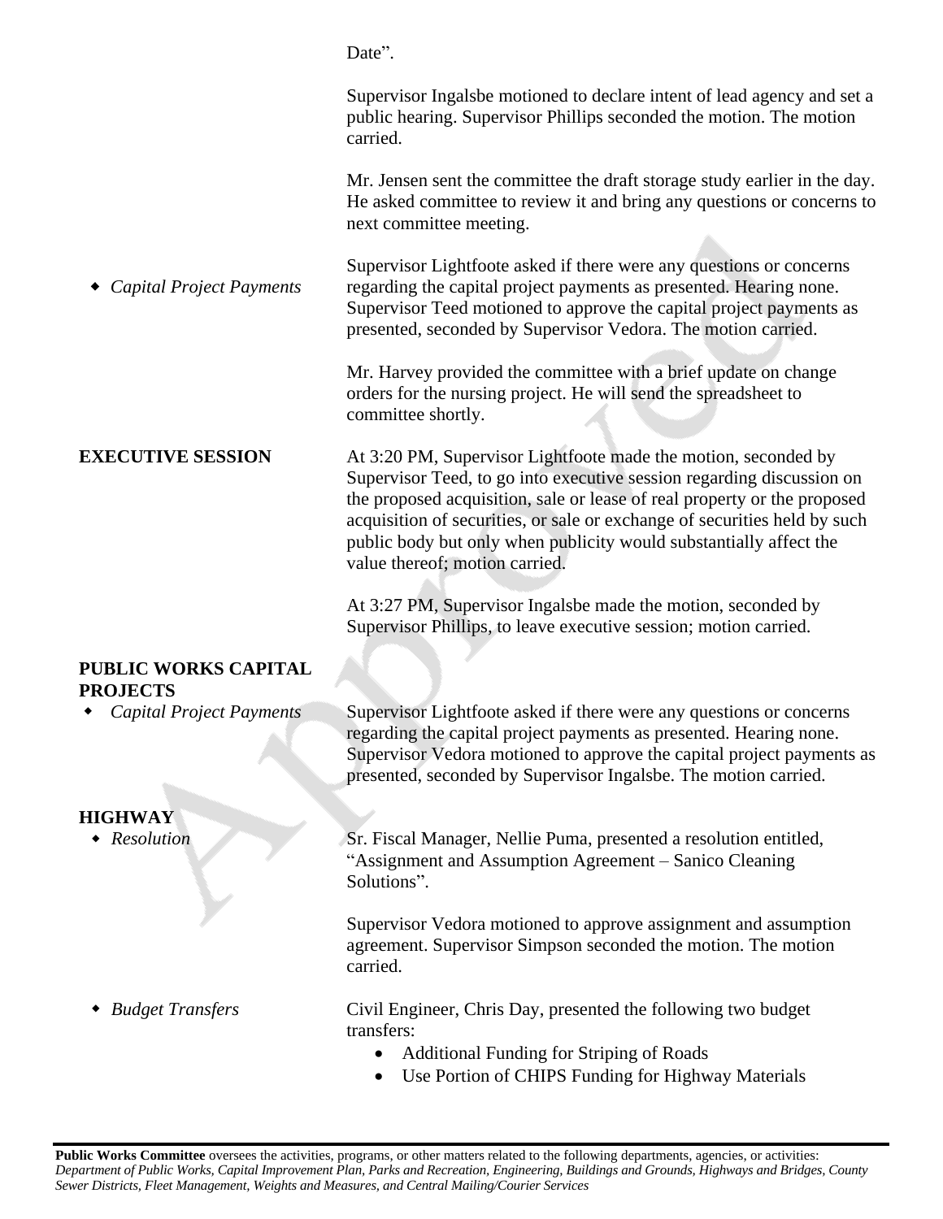Date".

Supervisor Ingalsbe motioned to declare intent of lead agency and set a public hearing. Supervisor Phillips seconded the motion. The motion carried.

Mr. Jensen sent the committee the draft storage study earlier in the day. He asked committee to review it and bring any questions or concerns to next committee meeting.

- *Capital Project Payments*

Supervisor Lightfoote asked if there were any questions or concerns regarding the capital project payments as presented. Hearing none. Supervisor Teed motioned to approve the capital project payments as presented, seconded by Supervisor Vedora. The motion carried.

Mr. Harvey provided the committee with a brief update on change orders for the nursing project. He will send the spreadsheet to committee shortly.

**EXECUTIVE SESSION**

At 3:20 PM, Supervisor Lightfoote made the motion, seconded by Supervisor Teed, to go into executive session regarding discussion on the proposed acquisition, sale or lease of real property or the proposed acquisition of securities, or sale or exchange of securities held by such public body but only when publicity would substantially affect the value thereof; motion carried.

At 3:27 PM, Supervisor Ingalsbe made the motion, seconded by Supervisor Phillips, to leave executive session; motion carried.

**PUBLIC WORKS CAPITAL PROJECTS**

- *Capital Project Payments*

Supervisor Lightfoote asked if there were any questions or concerns regarding the capital project payments as presented. Hearing none. Supervisor Vedora motioned to approve the capital project payments as presented, seconded by Supervisor Ingalsbe. The motion carried.

**HIGHWAY**

- *Resolution*

Sr. Fiscal Manager, Nellie Puma, presented a resolution entitled, "Assignment and Assumption Agreement – Sanico Cleaning Solutions".

Supervisor Vedora motioned to approve assignment and assumption agreement. Supervisor Simpson seconded the motion. The motion carried.

- *Budget Transfers*

Civil Engineer, Chris Day, presented the following two budget transfers:

- Additional Funding for Striping of Roads
- Use Portion of CHIPS Funding for Highway Materials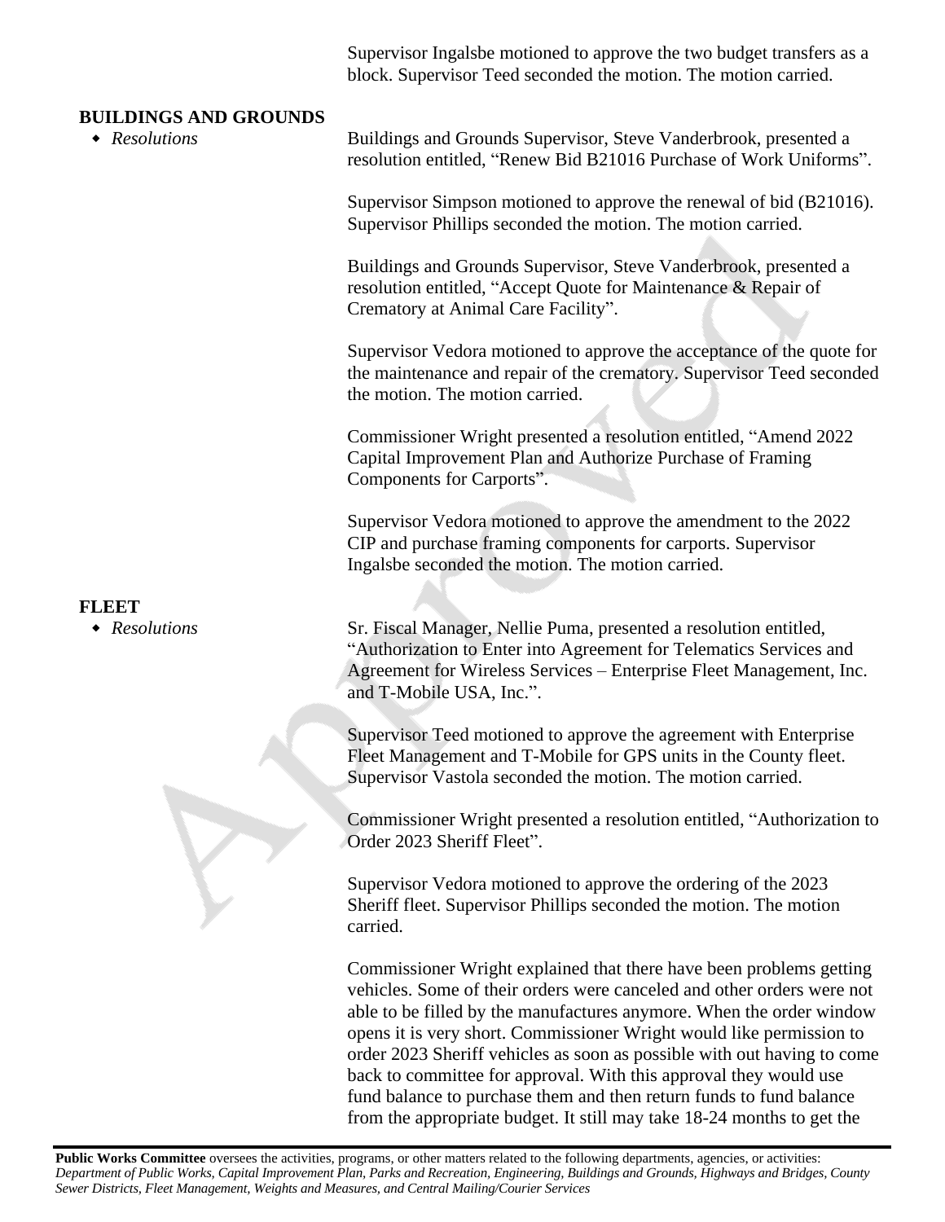Supervisor Ingalsbe motioned to approve the two budget transfers as a block. Supervisor Teed seconded the motion. The motion carried.

**BUILDINGS AND GROUNDS**

- *Resolutions*

Buildings and Grounds Supervisor, Steve Vanderbrook, presented a resolution entitled, "Renew Bid B21016 Purchase of Work Uniforms".

Supervisor Simpson motioned to approve the renewal of bid (B21016). Supervisor Phillips seconded the motion. The motion carried.

Buildings and Grounds Supervisor, Steve Vanderbrook, presented a resolution entitled, "Accept Quote for Maintenance & Repair of Crematory at Animal Care Facility".

Supervisor Vedora motioned to approve the acceptance of the quote for the maintenance and repair of the crematory. Supervisor Teed seconded the motion. The motion carried.

Commissioner Wright presented a resolution entitled, "Amend 2022 Capital Improvement Plan and Authorize Purchase of Framing Components for Carports".

Supervisor Vedora motioned to approve the amendment to the 2022 CIP and purchase framing components for carports. Supervisor Ingalsbe seconded the motion. The motion carried.

**FLEET**

- *Resolutions*

Sr. Fiscal Manager, Nellie Puma, presented a resolution entitled, "Authorization to Enter into Agreement for Telematics Services and Agreement for Wireless Services – Enterprise Fleet Management, Inc. and T-Mobile USA, Inc.".

Supervisor Teed motioned to approve the agreement with Enterprise Fleet Management and T-Mobile for GPS units in the County fleet. Supervisor Vastola seconded the motion. The motion carried.

Commissioner Wright presented a resolution entitled, "Authorization to Order 2023 Sheriff Fleet".

Supervisor Vedora motioned to approve the ordering of the 2023 Sheriff fleet. Supervisor Phillips seconded the motion. The motion carried.

Commissioner Wright explained that there have been problems getting vehicles. Some of their orders were canceled and other orders were not able to be filled by the manufactures anymore. When the order window opens it is very short. Commissioner Wright would like permission to order 2023 Sheriff vehicles as soon as possible with out having to come back to committee for approval. With this approval they would use fund balance to purchase them and then return funds to fund balance from the appropriate budget. It still may take 18-24 months to get the

**Public Works Committee** oversees the activities, programs, or other matters related to the following departments, agencies, or activities: *Department of Public Works, Capital Improvement Plan, Parks and Recreation, Engineering, Buildings and Grounds, Highways and Bridges, County Sewer Districts, Fleet Management, Weights and Measures, and Central Mailing/Courier Services*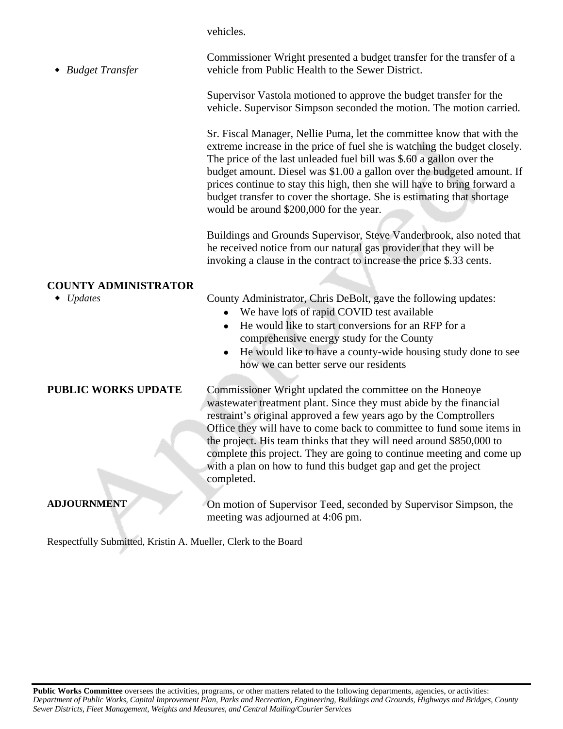vehicles.

- *Budget Transfer*

Commissioner Wright presented a budget transfer for the transfer of a vehicle from Public Health to the Sewer District.

Supervisor Vastola motioned to approve the budget transfer for the vehicle. Supervisor Simpson seconded the motion. The motion carried.

Sr. Fiscal Manager, Nellie Puma, let the committee know that with the extreme increase in the price of fuel she is watching the budget closely. The price of the last unleaded fuel bill was $.60 a gallon over the budget amount. Diesel was $1.00 a gallon over the budgeted amount. If prices continue to stay this high, then she will have to bring forward a budget transfer to cover the shortage. She is estimating that shortage would be around $200,000 for the year.

Buildings and Grounds Supervisor, Steve Vanderbrook, also noted that he received notice from our natural gas provider that they will be invoking a clause in the contract to increase the price $.33 cents.

**COUNTY ADMINISTRATOR**

- *Updates*

County Administrator, Chris DeBolt, gave the following updates:

- We have lots of rapid COVID test available
- He would like to start conversions for an RFP for a comprehensive energy study for the County
- He would like to have a county-wide housing study done to see how we can better serve our residents

**PUBLIC WORKS UPDATE**

Commissioner Wright updated the committee on the Honeoye wastewater treatment plant. Since they must abide by the financial restraint's original approved a few years ago by the Comptrollers Office they will have to come back to committee to fund some items in the project. His team thinks that they will need around $850,000 to complete this project. They are going to continue meeting and come up with a plan on how to fund this budget gap and get the project completed.

**ADJOURNMENT**

On motion of Supervisor Teed, seconded by Supervisor Simpson, the meeting was adjourned at 4:06 pm.

Respectfully Submitted, Kristin A. Mueller, Clerk to the Board

**Public Works Committee** oversees the activities, programs, or other matters related to the following departments, agencies, or activities: *Department of Public Works, Capital Improvement Plan, Parks and Recreation, Engineering, Buildings and Grounds, Highways and Bridges, County Sewer Districts, Fleet Management, Weights and Measures, and Central Mailing/Courier Services*